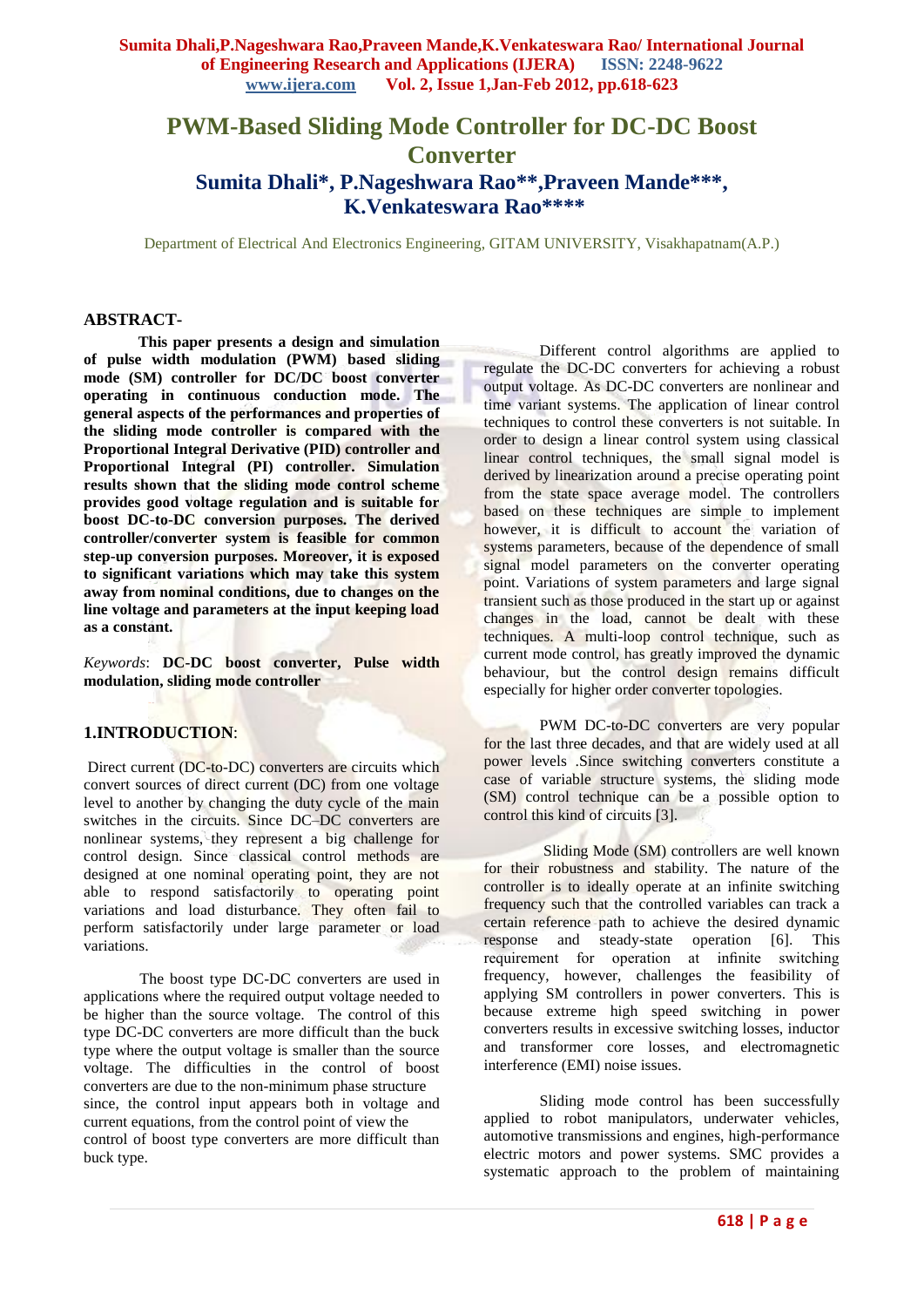# PWM-Based Sliding Mode Controller for DC-DC Boost Converter

## Sumita Dhali*, P.Nageshwara Rao**,Praveen Mande***, K.Venkateswara Rao****

Department of Electrical And Electronics Engineering, GITAM UNIVERSITY, Visakhapatnam(A.P.)

### ABSTRACT-

**This paper presents a design and simulation of pulse width modulation (PWM) based sliding mode (SM) controller for DC/DC boost converter operating in continuous conduction mode. The general aspects of the performances and properties of the sliding mode controller is compared with the Proportional Integral Derivative (PID) controller and Proportional Integral (PI) controller. Simulation results shown that the sliding mode control scheme provides good voltage regulation and is suitable for boost DC-to-DC conversion purposes. The derived controller/converter system is feasible for common step-up conversion purposes. Moreover, it is exposed to significant variations which may take this system away from nominal conditions, due to changes on the line voltage and parameters at the input keeping load as a constant.**

*Keywords*: **DC-DC boost converter, Pulse width modulation, sliding mode controller**

### 1.INTRODUCTION:

Direct current (DC-to-DC) converters are circuits which convert sources of direct current (DC) from one voltage level to another by changing the duty cycle of the main switches in the circuits. Since DC–DC converters are nonlinear systems, they represent a big challenge for control design. Since classical control methods are designed at one nominal operating point, they are not able to respond satisfactorily to operating point variations and load disturbance. They often fail to perform satisfactorily under large parameter or load variations.

The boost type DC-DC converters are used in applications where the required output voltage needed to be higher than the source voltage. The control of this type DC-DC converters are more difficult than the buck type where the output voltage is smaller than the source voltage. The difficulties in the control of boost converters are due to the non-minimum phase structure since, the control input appears both in voltage and current equations, from the control point of view the control of boost type converters are more difficult than buck type.

Different control algorithms are applied to regulate the DC-DC converters for achieving a robust output voltage. As DC-DC converters are nonlinear and time variant systems. The application of linear control techniques to control these converters is not suitable. In order to design a linear control system using classical linear control techniques, the small signal model is derived by linearization around a precise operating point from the state space average model. The controllers based on these techniques are simple to implement however, it is difficult to account the variation of systems parameters, because of the dependence of small signal model parameters on the converter operating point. Variations of system parameters and large signal transient such as those produced in the start up or against changes in the load, cannot be dealt with these techniques. A multi-loop control technique, such as current mode control, has greatly improved the dynamic behaviour, but the control design remains difficult especially for higher order converter topologies.

PWM DC-to-DC converters are very popular for the last three decades, and that are widely used at all power levels .Since switching converters constitute a case of variable structure systems, the sliding mode (SM) control technique can be a possible option to control this kind of circuits [3].

Sliding Mode (SM) controllers are well known for their robustness and stability. The nature of the controller is to ideally operate at an infinite switching frequency such that the controlled variables can track a certain reference path to achieve the desired dynamic response and steady-state operation [6]. This requirement for operation at infinite switching frequency, however, challenges the feasibility of applying SM controllers in power converters. This is because extreme high speed switching in power converters results in excessive switching losses, inductor and transformer core losses, and electromagnetic interference (EMI) noise issues.

Sliding mode control has been successfully applied to robot manipulators, underwater vehicles, automotive transmissions and engines, high-performance electric motors and power systems. SMC provides a systematic approach to the problem of maintaining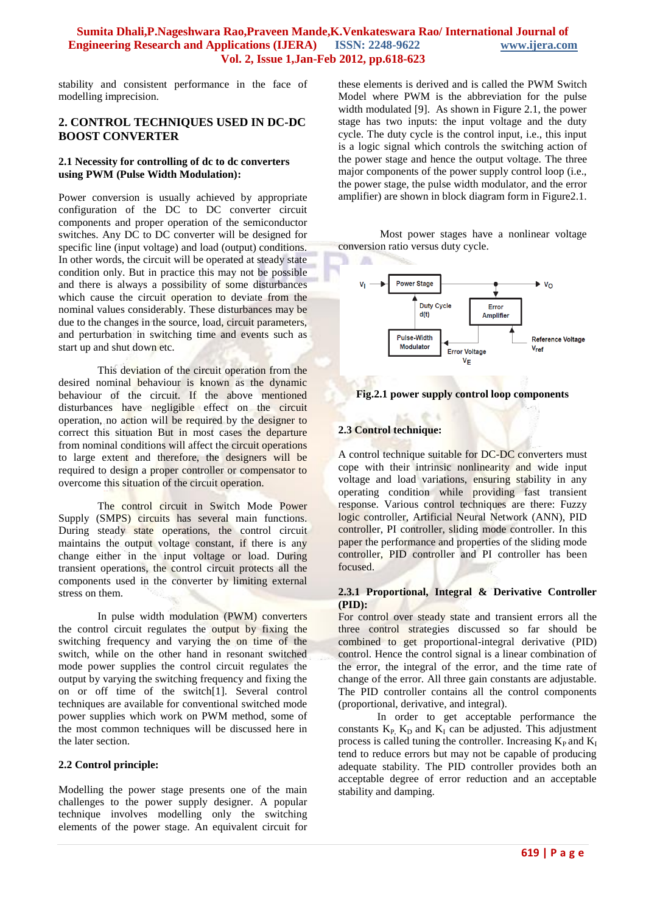stability and consistent performance in the face of modelling imprecision.

## 2. CONTROL TECHNIQUES USED IN DC-DC BOOST CONVERTER

### 2.1 Necessity for controlling of dc to dc converters using PWM (Pulse Width Modulation):

Power conversion is usually achieved by appropriate configuration of the DC to DC converter circuit components and proper operation of the semiconductor switches. Any DC to DC converter will be designed for specific line (input voltage) and load (output) conditions. In other words, the circuit will be operated at steady state condition only. But in practice this may not be possible and there is always a possibility of some disturbances which cause the circuit operation to deviate from the nominal values considerably. These disturbances may be due to the changes in the source, load, circuit parameters, and perturbation in switching time and events such as start up and shut down etc.

This deviation of the circuit operation from the desired nominal behaviour is known as the dynamic behaviour of the circuit. If the above mentioned disturbances have negligible effect on the circuit operation, no action will be required by the designer to correct this situation But in most cases the departure from nominal conditions will affect the circuit operations to large extent and therefore, the designers will be required to design a proper controller or compensator to overcome this situation of the circuit operation.

The control circuit in Switch Mode Power Supply (SMPS) circuits has several main functions. During steady state operations, the control circuit maintains the output voltage constant, if there is any change either in the input voltage or load. During transient operations, the control circuit protects all the components used in the converter by limiting external stress on them.

In pulse width modulation (PWM) converters the control circuit regulates the output by fixing the switching frequency and varying the on time of the switch, while on the other hand in resonant switched mode power supplies the control circuit regulates the output by varying the switching frequency and fixing the on or off time of the switch[1]. Several control techniques are available for conventional switched mode power supplies which work on PWM method, some of the most common techniques will be discussed here in the later section.

### 2.2 Control principle:

Modelling the power stage presents one of the main challenges to the power supply designer. A popular technique involves modelling only the switching elements of the power stage. An equivalent circuit for these elements is derived and is called the PWM Switch Model where PWM is the abbreviation for the pulse width modulated [9]. As shown in Figure 2.1, the power stage has two inputs: the input voltage and the duty cycle. The duty cycle is the control input, i.e., this input is a logic signal which controls the switching action of the power stage and hence the output voltage. The three major components of the power supply control loop (i.e., the power stage, the pulse width modulator, and the error amplifier) are shown in block diagram form in Figure2.1.

Most power stages have a nonlinear voltage conversion ratio versus duty cycle.

**Fig.2.1 power supply control loop components**

### 2.3 Control technique:

A control technique suitable for DC-DC converters must cope with their intrinsic nonlinearity and wide input voltage and load variations, ensuring stability in any operating condition while providing fast transient response. Various control techniques are there: Fuzzy logic controller, Artificial Neural Network (ANN), PID controller, PI controller, sliding mode controller. In this paper the performance and properties of the sliding mode controller, PID controller and PI controller has been focused.

#### 2.3.1 Proportional, Integral & Derivative Controller (PID):

For control over steady state and transient errors all the three control strategies discussed so far should be combined to get proportional-integral derivative (PID) control. Hence the control signal is a linear combination of the error, the integral of the error, and the time rate of change of the error. All three gain constants are adjustable. The PID controller contains all the control components (proportional, derivative, and integral).

In order to get acceptable performance the constants $K_P$, $K_D$ and $K_I$ can be adjusted. This adjustment process is called tuning the controller. Increasing $K_P$ and $K_I$ tend to reduce errors but may not be capable of producing adequate stability. The PID controller provides both an acceptable degree of error reduction and an acceptable stability and damping.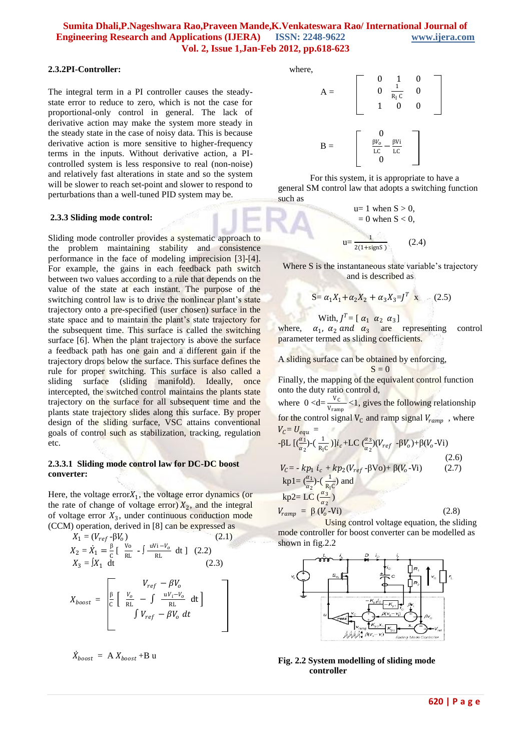### 2.3.2 PI-Controller:

The integral term in a PI controller causes the steady-state error to reduce to zero, which is not the case for proportional-only control in general. The lack of derivative action may make the system more steady in the steady state in the case of noisy data. This is because derivative action is more sensitive to higher-frequency terms in the inputs. Without derivative action, a PI-controlled system is less responsive to real (non-noise) and relatively fast alterations in state and so the system will be slower to reach set-point and slower to respond to perturbations than a well-tuned PID system may be.

### 2.3.3 Sliding mode control:

Sliding mode controller provides a systematic approach to the problem maintaining stability and consistence performance in the face of modeling imprecision [3]-[4]. For example, the gains in each feedback path switch between two values according to a rule that depends on the value of the state at each instant. The purpose of the switching control law is to drive the nonlinear plant's state trajectory onto a pre-specified (user chosen) surface in the state space and to maintain the plant's state trajectory for the subsequent time. This surface is called the switching surface [6]. When the plant trajectory is above the surface a feedback path has one gain and a different gain if the trajectory drops below the surface. This surface defines the rule for proper switching. This surface is also called a sliding surface (sliding manifold). Ideally, once intercepted, the switched control maintains the plants state trajectory on the surface for all subsequent time and the plants state trajectory slides along this surface. By proper design of the sliding surface, VSC attains conventional goals of control such as stabilization, tracking, regulation etc.

#### 2.3.3.1 Sliding mode control law for DC-DC boost converter:

Here, the voltage error $X_1$, the voltage error dynamics (or the rate of change of voltage error) $X_2$, and the integral of voltage error $X_3$, under continuous conduction mode (CCM) operation, derived in [8] can be expressed as

$$X_1 = (V_{ref} - \beta V_o) \qquad (2.1)$$

$$X_2 = \dot{X}_1 = \frac{\beta}{C}\left[\frac{V_o}{R_L} - \int \frac{uV_i - V_o}{R_L}\, dt\right] \qquad (2.2)$$

$$X_3 = \int X_1 \, dt \qquad (2.3)$$

$$X_{boost} = \begin{bmatrix} V_{ref} - \beta V_o \\ \frac{\beta}{C}\left[\frac{V_o}{R_L} - \int \frac{uV_i - V_o}{R_L}\, dt\right] \\ \int V_{ref} - \beta V_o \, dt \end{bmatrix}$$

$$\dot{X}_{boost} = A\, X_{boost} + B\, u$$

where,

$$A = \begin{bmatrix} 0 & 1 & 0 \\ 0 & \frac{1}{R_l C} & 0 \\ 1 & 0 & 0 \end{bmatrix}$$

$$B = \begin{bmatrix} 0 \\ \frac{\beta V_o}{LC} - \frac{\beta V_i}{LC} \\ 0 \end{bmatrix}$$

For this system, it is appropriate to have a general SM control law that adopts a switching function such as

u = 1 when S > 0,
= 0 when S < 0,

$$u = \frac{1}{2(1 + \text{sign} S)} \qquad (2.4)$$

Where S is the instantaneous state variable's trajectory and is described as

$$S = \alpha_1 X_1 + \alpha_2 X_2 + \alpha_3 X_3 = J^T x \qquad (2.5)$$

With, $J^T = [\,\alpha_1 \;\; \alpha_2 \;\; \alpha_3\,]$

where, $\alpha_1$, $\alpha_2$ *and* $\alpha_3$ are representing control parameter termed as sliding coefficients.

A sliding surface can be obtained by enforcing,

$$S = 0$$

Finally, the mapping of the equivalent control function onto the duty ratio control d,

where $0 < d = \frac{V_C}{V_{ramp}} < 1$, gives the following relationship for the control signal $V_C$ and ramp signal $V_{ramp}$, where

$$V_C = U_{equ} =$$

$$-\beta L\left[\left(\frac{\alpha_1}{\alpha_2}\right) - \left(\frac{1}{R_l C}\right)\right] i_c + LC\left(\frac{\alpha_3}{\alpha_2}\right)(V_{ref} - \beta V_o) + \beta(V_o - V_i) \qquad (2.6)$$

$$V_C = -kp_1\, i_c + kp_2(V_{ref} - \beta V_o) + \beta(V_o - V_i) \qquad (2.7)$$

$kp1 = \left(\frac{\alpha_1}{\alpha_2}\right) - \left(\frac{1}{R_l C}\right)$ and

$kp2 = LC\left(\frac{\alpha_3}{\alpha_2}\right)$

$$V_{ramp} = \beta(V_o - V_i) \qquad (2.8)$$

Using control voltage equation, the sliding mode controller for boost converter can be modelled as shown in fig.2.2

**Fig. 2.2 System modelling of sliding mode controller**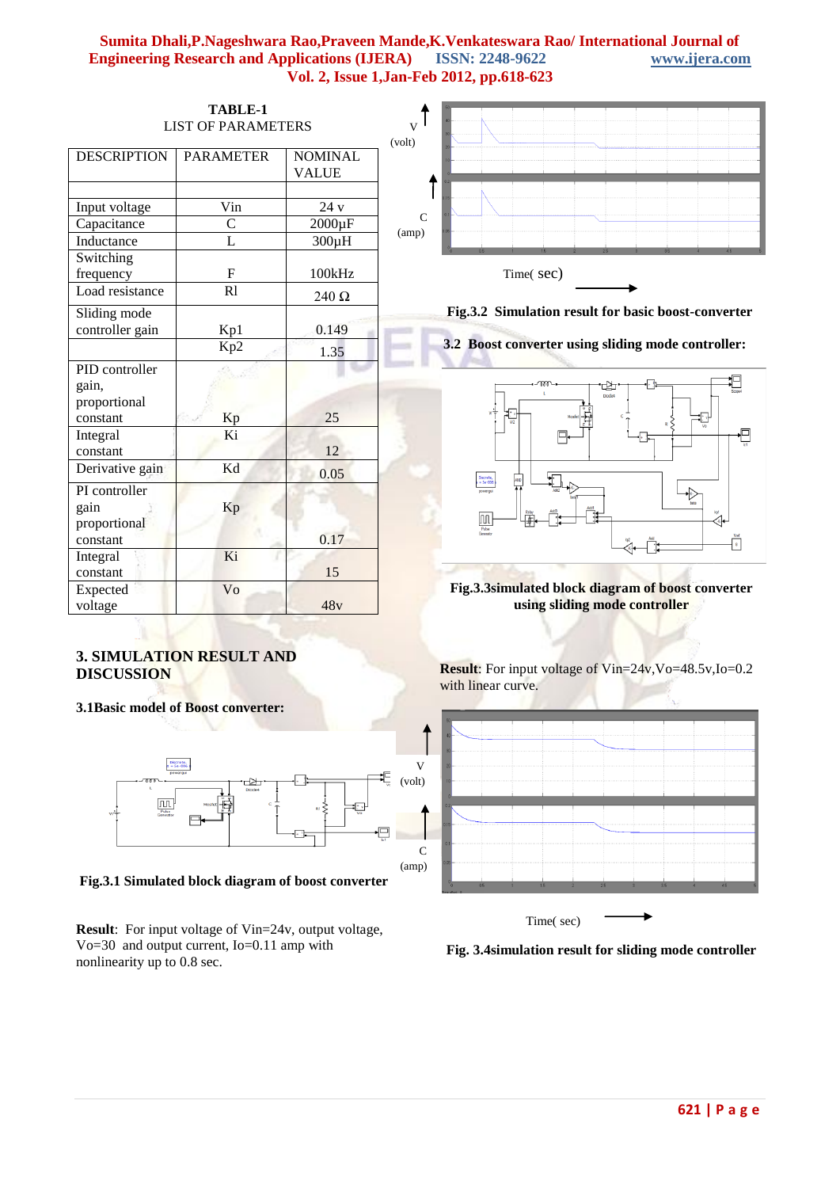**TABLE-1**
LIST OF PARAMETERS

| DESCRIPTION | PARAMETER | NOMINAL VALUE |
|---|---|---|
| | | |
| Input voltage | Vin | 24 v |
| Capacitance | C | 2000µF |
| Inductance | L | 300µH |
| Switching frequency | F | 100kHz |
| Load resistance | Rl | 240 Ω |
| Sliding mode controller gain | Kp1 | 0.149 |
| | Kp2 | 1.35 |
| PID controller gain, proportional constant | Kp | 25 |
| Integral constant | Ki | 12 |
| Derivative gain | Kd | 0.05 |
| PI controller gain proportional constant | Kp | 0.17 |
| Integral constant | Ki | 15 |
| Expected voltage | Vo | 48v |

## 3. SIMULATION RESULT AND DISCUSSION

### 3.1Basic model of Boost converter:

**Fig.3.1 Simulated block diagram of boost converter**

**Result**: For input voltage of Vin=24v, output voltage, Vo=30 and output current, Io=0.11 amp with nonlinearity up to 0.8 sec.

**Fig.3.2 Simulation result for basic boost-converter**

### 3.2 Boost converter using sliding mode controller:

**Fig.3.3simulated block diagram of boost converter using sliding mode controller**

**Result**: For input voltage of Vin=24v,Vo=48.5v,Io=0.2 with linear curve.

**Fig. 3.4simulation result for sliding mode controller**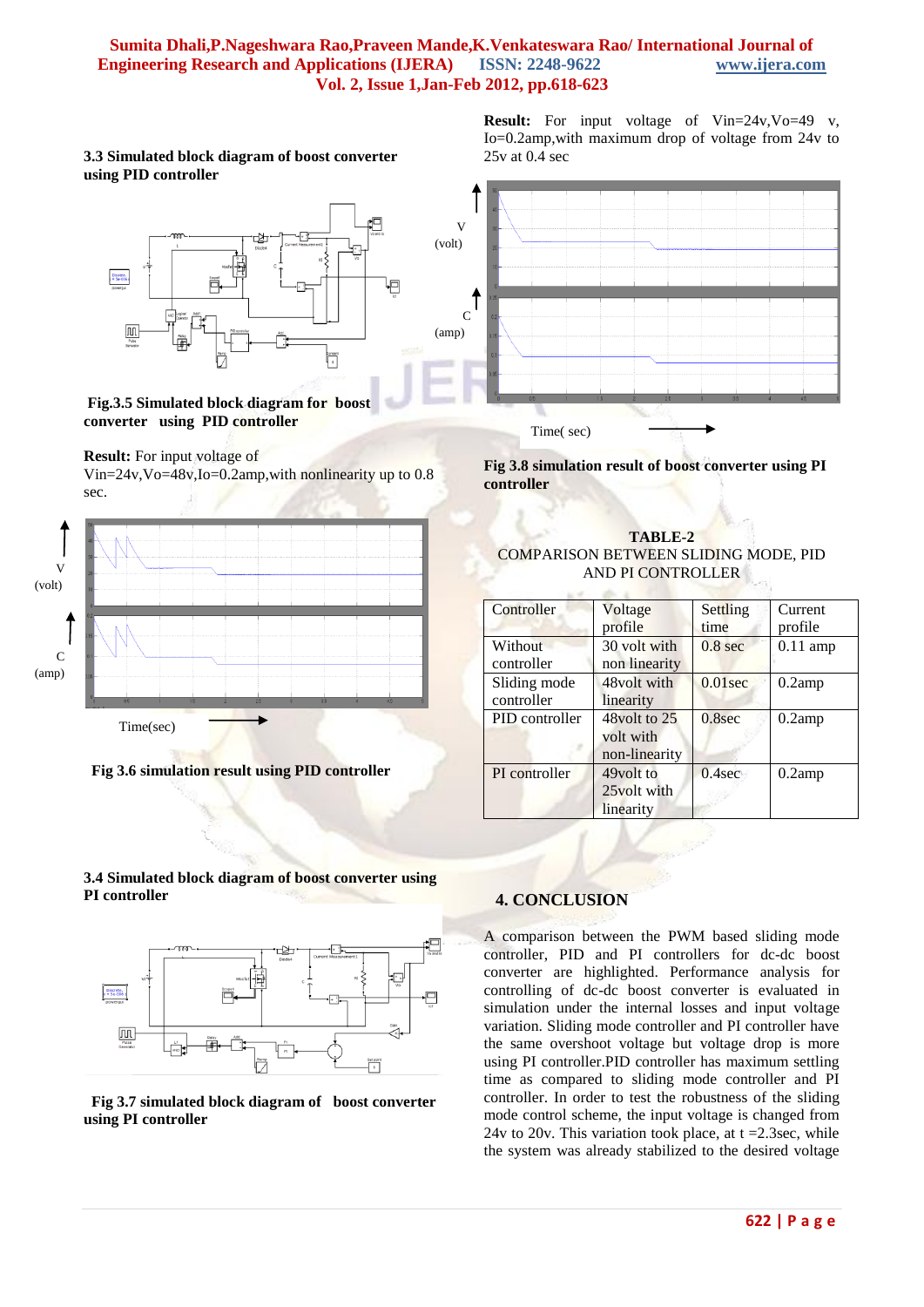### 3.3 Simulated block diagram of boost converter using PID controller

**Fig.3.5 Simulated block diagram for boost converter using PID controller**

**Result:** For input voltage of Vin=24v,Vo=48v,Io=0.2amp,with nonlinearity up to 0.8 sec.

**Fig 3.6 simulation result using PID controller**

### 3.4 Simulated block diagram of boost converter using PI controller

**Fig 3.7 simulated block diagram of boost converter using PI controller**

**Result:** For input voltage of Vin=24v,Vo=49 v, Io=0.2amp,with maximum drop of voltage from 24v to 25v at 0.4 sec

**Fig 3.8 simulation result of boost converter using PI controller**

**TABLE-2**

COMPARISON BETWEEN SLIDING MODE, PID AND PI CONTROLLER

| Controller | Voltage profile | Settling time | Current profile |
|---|---|---|---|
| Without controller | 30 volt with non linearity | 0.8 sec | 0.11 amp |
| Sliding mode controller | 48volt with linearity | 0.01sec | 0.2amp |
| PID controller | 48volt to 25 volt with non-linearity | 0.8sec | 0.2amp |
| PI controller | 49volt to 25volt with linearity | 0.4sec | 0.2amp |

## 4. CONCLUSION

A comparison between the PWM based sliding mode controller, PID and PI controllers for dc-dc boost converter are highlighted. Performance analysis for controlling of dc-dc boost converter is evaluated in simulation under the internal losses and input voltage variation. Sliding mode controller and PI controller have the same overshoot voltage but voltage drop is more using PI controller.PID controller has maximum settling time as compared to sliding mode controller and PI controller. In order to test the robustness of the sliding mode control scheme, the input voltage is changed from 24v to 20v. This variation took place, at t =2.3sec, while the system was already stabilized to the desired voltage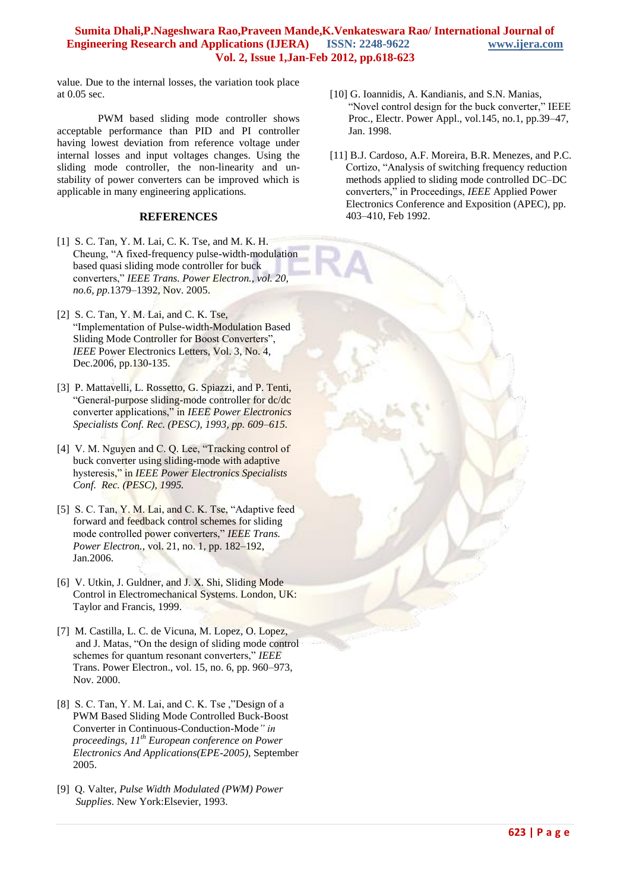value. Due to the internal losses, the variation took place at 0.05 sec.

PWM based sliding mode controller shows acceptable performance than PID and PI controller having lowest deviation from reference voltage under internal losses and input voltages changes. Using the sliding mode controller, the non-linearity and un-stability of power converters can be improved which is applicable in many engineering applications.

## REFERENCES

[1] S. C. Tan, Y. M. Lai, C. K. Tse, and M. K. H. Cheung, "A fixed-frequency pulse-width-modulation based quasi sliding mode controller for buck converters," *IEEE Trans. Power Electron., vol. 20, no.6, pp.*1379–1392, Nov. 2005.

[2] S. C. Tan, Y. M. Lai, and C. K. Tse, "Implementation of Pulse-width-Modulation Based Sliding Mode Controller for Boost Converters", *IEEE* Power Electronics Letters, Vol. 3, No. 4, Dec.2006, pp.130-135.

[3] P. Mattavelli, L. Rossetto, G. Spiazzi, and P. Tenti, "General-purpose sliding-mode controller for dc/dc converter applications," in *IEEE Power Electronics Specialists Conf. Rec. (PESC), 1993, pp. 609–615.*

[4] V. M. Nguyen and C. Q. Lee, "Tracking control of buck converter using sliding-mode with adaptive hysteresis," in *IEEE Power Electronics Specialists Conf. Rec. (PESC), 1995.*

[5] S. C. Tan, Y. M. Lai, and C. K. Tse, "Adaptive feed forward and feedback control schemes for sliding mode controlled power converters," *IEEE Trans. Power Electron.*, vol. 21, no. 1, pp. 182–192, Jan.2006.

[6] V. Utkin, J. Guldner, and J. X. Shi, Sliding Mode Control in Electromechanical Systems. London, UK: Taylor and Francis, 1999.

[7] M. Castilla, L. C. de Vicuna, M. Lopez, O. Lopez, and J. Matas, "On the design of sliding mode control schemes for quantum resonant converters," *IEEE* Trans. Power Electron., vol. 15, no. 6, pp. 960–973, Nov. 2000.

[8] S. C. Tan, Y. M. Lai, and C. K. Tse ,"Design of a PWM Based Sliding Mode Controlled Buck-Boost Converter in Continuous-Conduction-Mode*" in proceedings, 11th European conference on Power Electronics And Applications(EPE-2005)*, September 2005.

[9] Q. Valter, *Pulse Width Modulated (PWM) Power Supplies*. New York:Elsevier, 1993.

[10] G. Ioannidis, A. Kandianis, and S.N. Manias, "Novel control design for the buck converter," IEEE Proc., Electr. Power Appl., vol.145, no.1, pp.39–47, Jan. 1998.

[11] B.J. Cardoso, A.F. Moreira, B.R. Menezes, and P.C. Cortizo, "Analysis of switching frequency reduction methods applied to sliding mode controlled DC–DC converters," in Proceedings, *IEEE* Applied Power Electronics Conference and Exposition (APEC), pp. 403–410, Feb 1992.